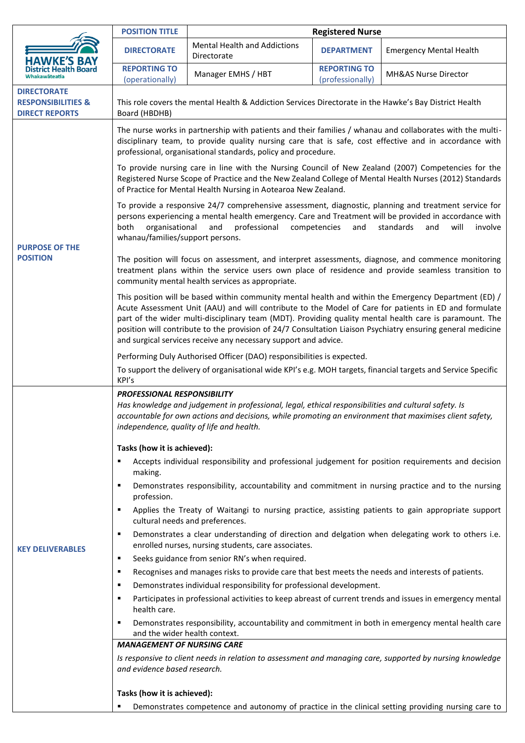| HAWKE'S BAY District Health Board Whakawāteatia | POSITION TITLE | Registered Nurse | | |
|---|---|---|---|---|
| | DIRECTORATE | Mental Health and Addictions Directorate | DEPARTMENT | Emergency Mental Health |
| | REPORTING TO (operationally) | Manager EMHS / HBT | REPORTING TO (professionally) | MH&AS Nurse Director |

**DIRECTORATE RESPONSIBILITIES & DIRECT REPORTS**

This role covers the mental Health & Addiction Services Directorate in the Hawke's Bay District Health Board (HBDHB)

**PURPOSE OF THE POSITION**

The nurse works in partnership with patients and their families / whanau and collaborates with the multi-disciplinary team, to provide quality nursing care that is safe, cost effective and in accordance with professional, organisational standards, policy and procedure.

To provide nursing care in line with the Nursing Council of New Zealand (2007) Competencies for the Registered Nurse Scope of Practice and the New Zealand College of Mental Health Nurses (2012) Standards of Practice for Mental Health Nursing in Aotearoa New Zealand.

To provide a responsive 24/7 comprehensive assessment, diagnostic, planning and treatment service for persons experiencing a mental health emergency. Care and Treatment will be provided in accordance with both organisational and professional competencies and standards and will involve whanau/families/support persons.

The position will focus on assessment, and interpret assessments, diagnose, and commence monitoring treatment plans within the service users own place of residence and provide seamless transition to community mental health services as appropriate.

This position will be based within community mental health and within the Emergency Department (ED) / Acute Assessment Unit (AAU) and will contribute to the Model of Care for patients in ED and formulate part of the wider multi-disciplinary team (MDT). Providing quality mental health care is paramount. The position will contribute to the provision of 24/7 Consultation Liaison Psychiatry ensuring general medicine and surgical services receive any necessary support and advice.

Performing Duly Authorised Officer (DAO) responsibilities is expected.

To support the delivery of organisational wide KPI's e.g. MOH targets, financial targets and Service Specific KPI's

**KEY DELIVERABLES**

***PROFESSIONAL RESPONSIBILITY***

*Has knowledge and judgement in professional, legal, ethical responsibilities and cultural safety. Is accountable for own actions and decisions, while promoting an environment that maximises client safety, independence, quality of life and health.*

**Tasks (how it is achieved):**

- Accepts individual responsibility and professional judgement for position requirements and decision making.
- Demonstrates responsibility, accountability and commitment in nursing practice and to the nursing profession.
- Applies the Treaty of Waitangi to nursing practice, assisting patients to gain appropriate support cultural needs and preferences.
- Demonstrates a clear understanding of direction and delgation when delegating work to others i.e. enrolled nurses, nursing students, care associates.
- Seeks guidance from senior RN's when required.
- Recognises and manages risks to provide care that best meets the needs and interests of patients.
- Demonstrates individual responsibility for professional development.
- Participates in professional activities to keep abreast of current trends and issues in emergency mental health care.
- Demonstrates responsibility, accountability and commitment in both in emergency mental health care and the wider health context.

***MANAGEMENT OF NURSING CARE***

*Is responsive to client needs in relation to assessment and managing care, supported by nursing knowledge and evidence based research.*

**Tasks (how it is achieved):**

- Demonstrates competence and autonomy of practice in the clinical setting providing nursing care to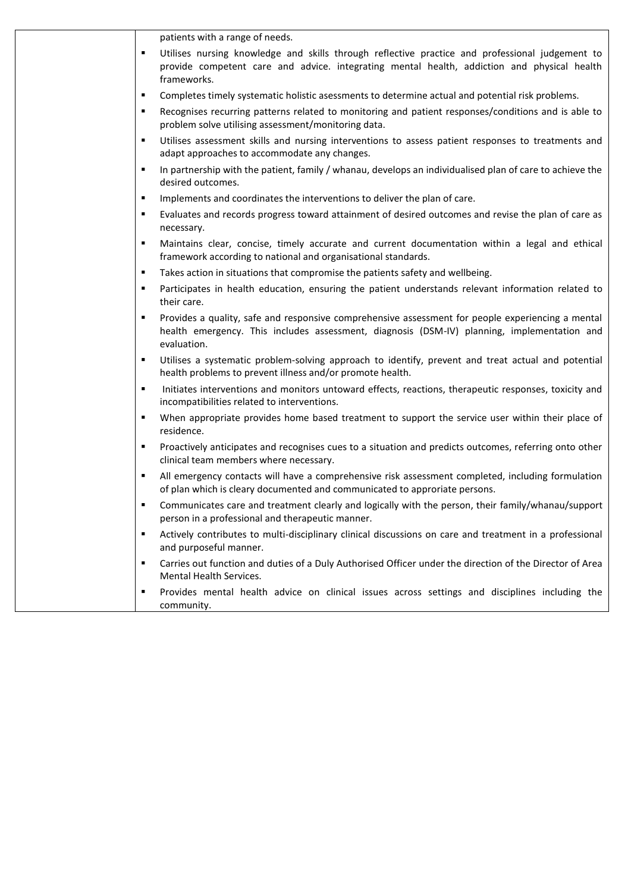| | patients with a range of needs.<br>▪ Utilises nursing knowledge and skills through reflective practice and professional judgement to provide competent care and advice. integrating mental health, addiction and physical health frameworks.<br>▪ Completes timely systematic holistic asessments to determine actual and potential risk problems.<br>▪ Recognises recurring patterns related to monitoring and patient responses/conditions and is able to problem solve utilising assessment/monitoring data.<br>▪ Utilises assessment skills and nursing interventions to assess patient responses to treatments and adapt approaches to accommodate any changes.<br>▪ In partnership with the patient, family / whanau, develops an individualised plan of care to achieve the desired outcomes.<br>▪ Implements and coordinates the interventions to deliver the plan of care.<br>▪ Evaluates and records progress toward attainment of desired outcomes and revise the plan of care as necessary.<br>▪ Maintains clear, concise, timely accurate and current documentation within a legal and ethical framework according to national and organisational standards.<br>▪ Takes action in situations that compromise the patients safety and wellbeing.<br>▪ Participates in health education, ensuring the patient understands relevant information related to their care.<br>▪ Provides a quality, safe and responsive comprehensive assessment for people experiencing a mental health emergency. This includes assessment, diagnosis (DSM-IV) planning, implementation and evaluation.<br>▪ Utilises a systematic problem-solving approach to identify, prevent and treat actual and potential health problems to prevent illness and/or promote health.<br>▪ Initiates interventions and monitors untoward effects, reactions, therapeutic responses, toxicity and incompatibilities related to interventions.<br>▪ When appropriate provides home based treatment to support the service user within their place of residence.<br>▪ Proactively anticipates and recognises cues to a situation and predicts outcomes, referring onto other clinical team members where necessary.<br>▪ All emergency contacts will have a comprehensive risk assessment completed, including formulation of plan which is cleary documented and communicated to approriate persons.<br>▪ Communicates care and treatment clearly and logically with the person, their family/whanau/support person in a professional and therapeutic manner.<br>▪ Actively contributes to multi-disciplinary clinical discussions on care and treatment in a professional and purposeful manner.<br>▪ Carries out function and duties of a Duly Authorised Officer under the direction of the Director of Area Mental Health Services.<br>▪ Provides mental health advice on clinical issues across settings and disciplines including the community. |
|---|---|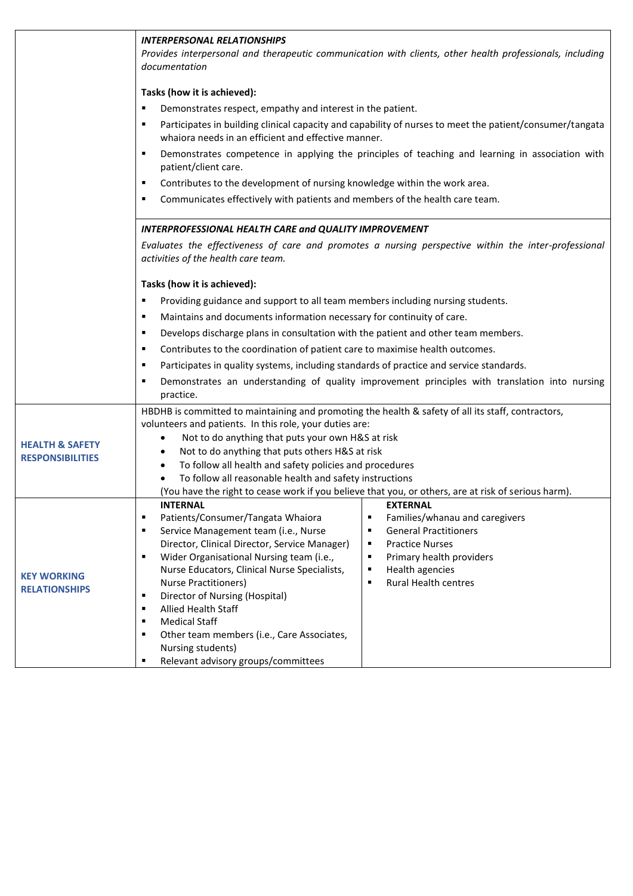| | |
|---|---|
| | ***INTERPERSONAL RELATIONSHIPS***<br>*Provides interpersonal and therapeutic communication with clients, other health professionals, including documentation*<br><br>**Tasks (how it is achieved):**<br>▪ Demonstrates respect, empathy and interest in the patient.<br>▪ Participates in building clinical capacity and capability of nurses to meet the patient/consumer/tangata whaiora needs in an efficient and effective manner.<br>▪ Demonstrates competence in applying the principles of teaching and learning in association with patient/client care.<br>▪ Contributes to the development of nursing knowledge within the work area.<br>▪ Communicates effectively with patients and members of the health care team. |
| | ***INTERPROFESSIONAL HEALTH CARE and QUALITY IMPROVEMENT***<br>*Evaluates the effectiveness of care and promotes a nursing perspective within the inter-professional activities of the health care team.*<br><br>**Tasks (how it is achieved):**<br>▪ Providing guidance and support to all team members including nursing students.<br>▪ Maintains and documents information necessary for continuity of care.<br>▪ Develops discharge plans in consultation with the patient and other team members.<br>▪ Contributes to the coordination of patient care to maximise health outcomes.<br>▪ Participates in quality systems, including standards of practice and service standards.<br>▪ Demonstrates an understanding of quality improvement principles with translation into nursing practice. |
| **HEALTH & SAFETY RESPONSIBILITIES** | HBDHB is committed to maintaining and promoting the health & safety of all its staff, contractors, volunteers and patients. In this role, your duties are:<br>• Not to do anything that puts your own H&S at risk<br>• Not to do anything that puts others H&S at risk<br>• To follow all health and safety policies and procedures<br>• To follow all reasonable health and safety instructions<br>(You have the right to cease work if you believe that you, or others, are at risk of serious harm). |
| **KEY WORKING RELATIONSHIPS** | **INTERNAL**<br>▪ Patients/Consumer/Tangata Whaiora<br>▪ Service Management team (i.e., Nurse Director, Clinical Director, Service Manager)<br>▪ Wider Organisational Nursing team (i.e., Nurse Educators, Clinical Nurse Specialists, Nurse Practitioners)<br>▪ Director of Nursing (Hospital)<br>▪ Allied Health Staff<br>▪ Medical Staff<br>▪ Other team members (i.e., Care Associates, Nursing students)<br>▪ Relevant advisory groups/committees<br><br>**EXTERNAL**<br>▪ Families/whanau and caregivers<br>▪ General Practitioners<br>▪ Practice Nurses<br>▪ Primary health providers<br>▪ Health agencies<br>▪ Rural Health centres |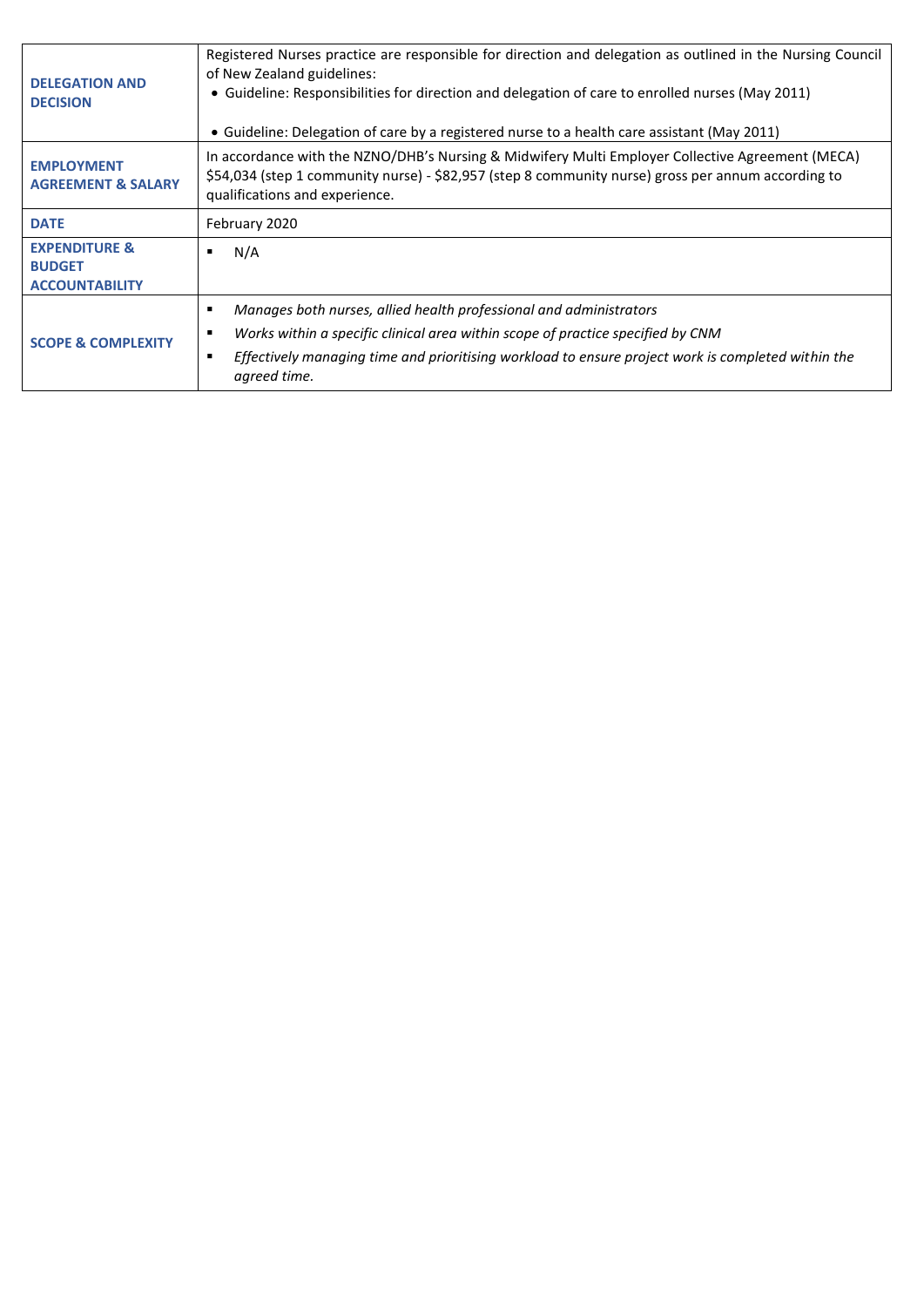| | |
|---|---|
| **DELEGATION AND DECISION** | Registered Nurses practice are responsible for direction and delegation as outlined in the Nursing Council of New Zealand guidelines:<br>• Guideline: Responsibilities for direction and delegation of care to enrolled nurses (May 2011)<br><br>• Guideline: Delegation of care by a registered nurse to a health care assistant (May 2011) |
| **EMPLOYMENT AGREEMENT & SALARY** | In accordance with the NZNO/DHB's Nursing & Midwifery Multi Employer Collective Agreement (MECA) $54,034 (step 1 community nurse) - $82,957 (step 8 community nurse) gross per annum according to qualifications and experience. |
| **DATE** | February 2020 |
| **EXPENDITURE & BUDGET ACCOUNTABILITY** | ▪ N/A |
| **SCOPE & COMPLEXITY** | ▪ *Manages both nurses, allied health professional and administrators*<br>▪ *Works within a specific clinical area within scope of practice specified by CNM*<br>▪ *Effectively managing time and prioritising workload to ensure project work is completed within the agreed time.* |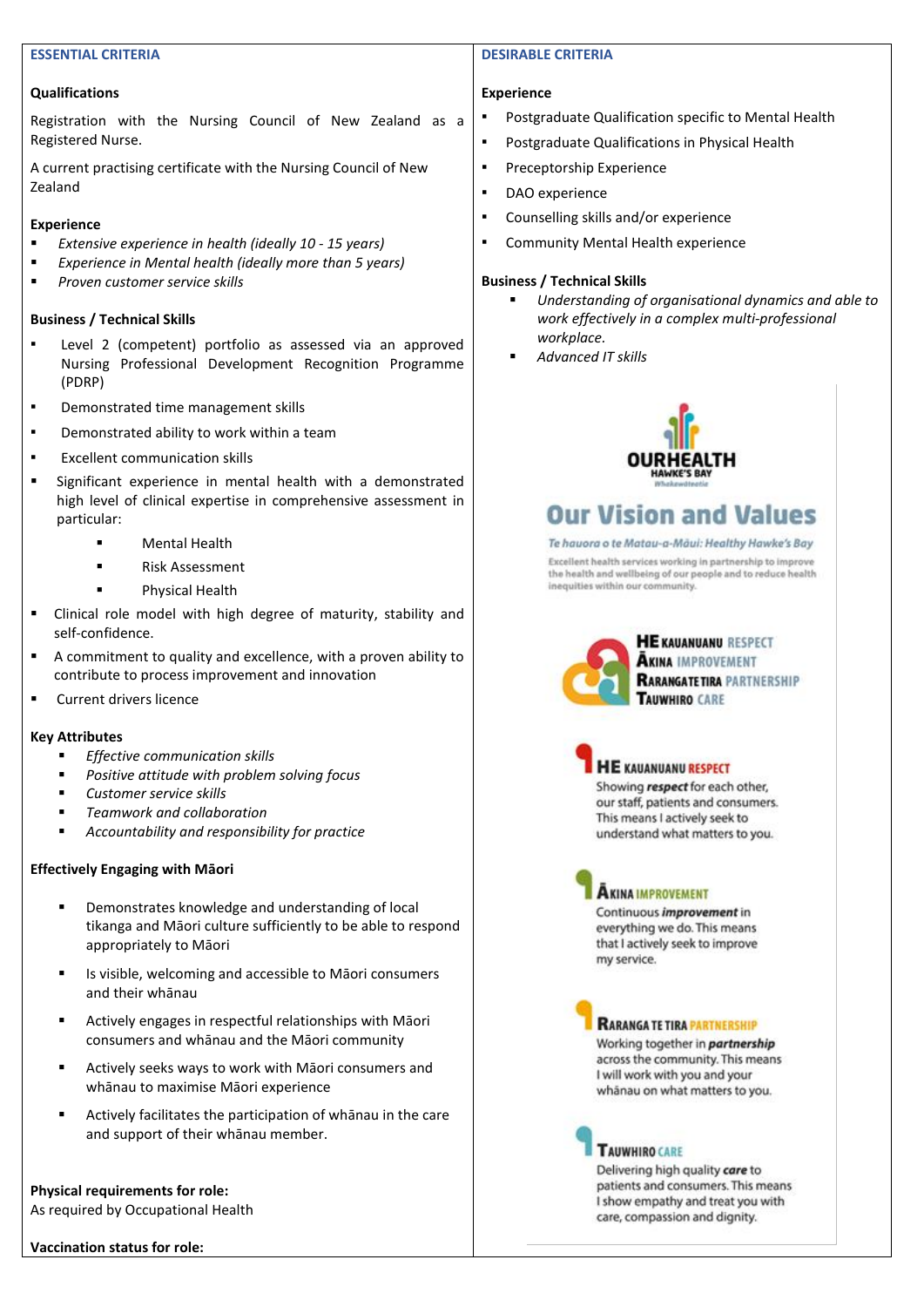## ESSENTIAL CRITERIA

**Qualifications**

Registration with the Nursing Council of New Zealand as a Registered Nurse.

A current practising certificate with the Nursing Council of New Zealand

**Experience**

- *Extensive experience in health (ideally 10 - 15 years)*
- *Experience in Mental health (ideally more than 5 years)*
- *Proven customer service skills*

**Business / Technical Skills**

- Level 2 (competent) portfolio as assessed via an approved Nursing Professional Development Recognition Programme (PDRP)
- Demonstrated time management skills
- Demonstrated ability to work within a team
- Excellent communication skills
- Significant experience in mental health with a demonstrated high level of clinical expertise in comprehensive assessment in particular:
  - Mental Health
  - Risk Assessment
  - Physical Health
- Clinical role model with high degree of maturity, stability and self-confidence.
- A commitment to quality and excellence, with a proven ability to contribute to process improvement and innovation
- Current drivers licence

**Key Attributes**

- *Effective communication skills*
- *Positive attitude with problem solving focus*
- *Customer service skills*
- *Teamwork and collaboration*
- *Accountability and responsibility for practice*

**Effectively Engaging with Māori**

- Demonstrates knowledge and understanding of local tikanga and Māori culture sufficiently to be able to respond appropriately to Māori
- Is visible, welcoming and accessible to Māori consumers and their whānau
- Actively engages in respectful relationships with Māori consumers and whānau and the Māori community
- Actively seeks ways to work with Māori consumers and whānau to maximise Māori experience
- Actively facilitates the participation of whānau in the care and support of their whānau member.

**Physical requirements for role:**
As required by Occupational Health

**Vaccination status for role:**

## DESIRABLE CRITERIA

**Experience**

- Postgraduate Qualification specific to Mental Health
- Postgraduate Qualifications in Physical Health
- Preceptorship Experience
- DAO experience
- Counselling skills and/or experience
- Community Mental Health experience

**Business / Technical Skills**

- *Understanding of organisational dynamics and able to work effectively in a complex multi-professional workplace.*
- *Advanced IT skills*

OURHEALTH HAWKE'S BAY Whakawāteatia

## Our Vision and Values

*Te hauora o te Matau-a-Māui: Healthy Hawke's Bay*

Excellent health services working in partnership to improve the health and wellbeing of our people and to reduce health inequities within our community.

**HE KAUANUANU** RESPECT
**ĀKINA** IMPROVEMENT
**RARANGA TE TIRA** PARTNERSHIP
**TAUWHIRO** CARE

**HE KAUANUANU RESPECT**
Showing ***respect*** for each other, our staff, patients and consumers. This means I actively seek to understand what matters to you.

**ĀKINA IMPROVEMENT**
Continuous ***improvement*** in everything we do. This means that I actively seek to improve my service.

**RARANGA TE TIRA PARTNERSHIP**
Working together in ***partnership*** across the community. This means I will work with you and your whānau on what matters to you.

**TAUWHIRO CARE**
Delivering high quality ***care*** to patients and consumers. This means I show empathy and treat you with care, compassion and dignity.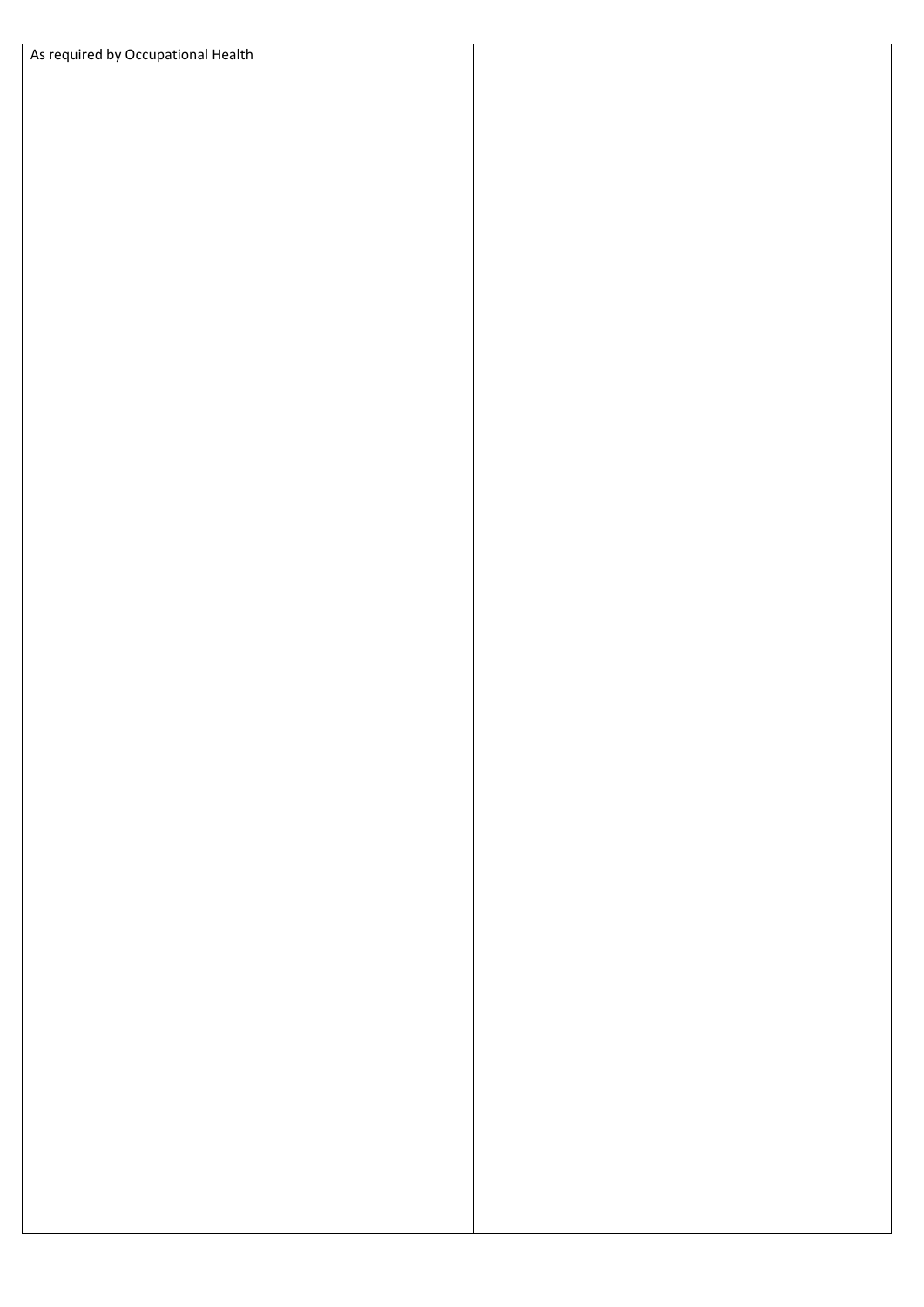| | |
|---|---|
| As required by Occupational Health | |